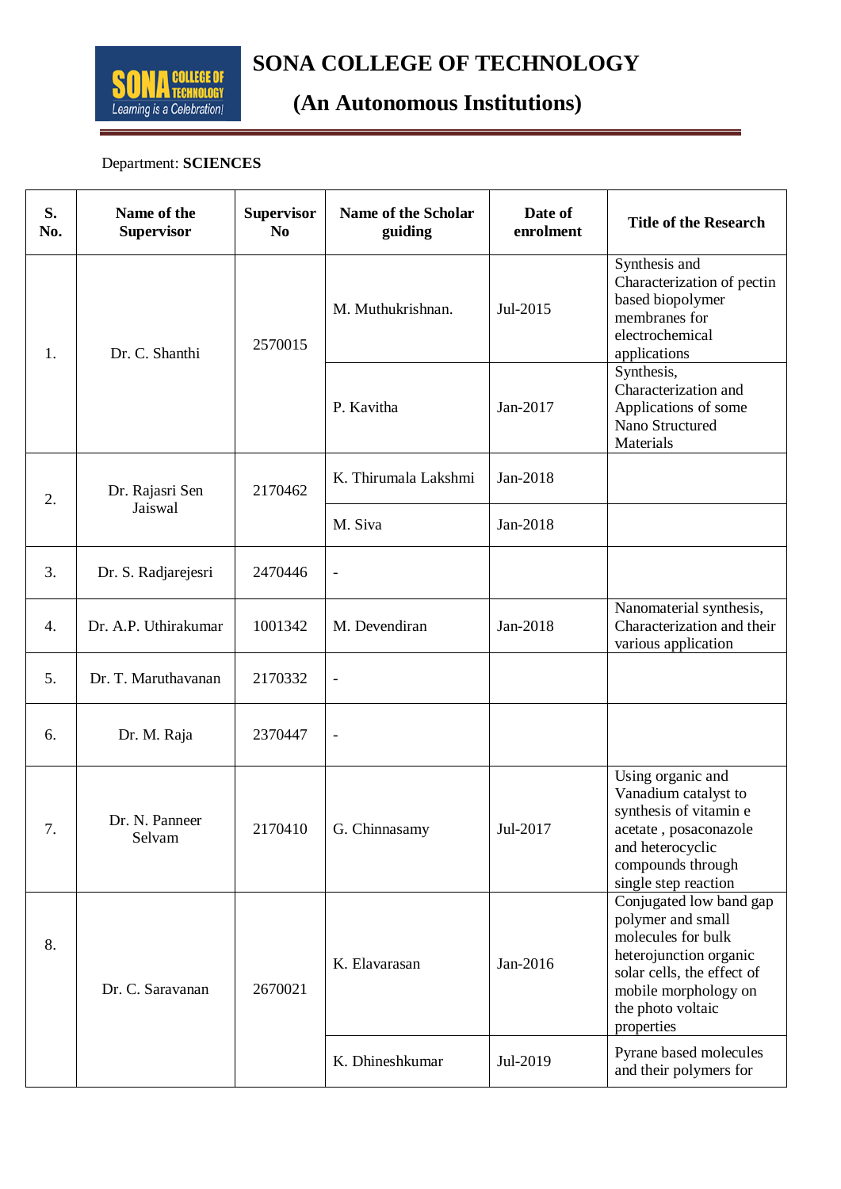# SONA COLLEGE OF TECHNOLOGY

## (An Autonomous Institutions)

Department: **SCIENCES**

| S. No. | Name of the Supervisor | Supervisor No | Name of the Scholar guiding | Date of enrolment | Title of the Research |
|---|---|---|---|---|---|
| 1. | Dr. C. Shanthi | 2570015 | M. Muthukrishnan. | Jul-2015 | Synthesis and Characterization of pectin based biopolymer membranes for electrochemical applications |
| | | | P. Kavitha | Jan-2017 | Synthesis, Characterization and Applications of some Nano Structured Materials |
| 2. | Dr. Rajasri Sen Jaiswal | 2170462 | K. Thirumala Lakshmi | Jan-2018 | |
| | | | M. Siva | Jan-2018 | |
| 3. | Dr. S. Radjarejesri | 2470446 | - | | |
| 4. | Dr. A.P. Uthirakumar | 1001342 | M. Devendiran | Jan-2018 | Nanomaterial synthesis, Characterization and their various application |
| 5. | Dr. T. Maruthavanan | 2170332 | - | | |
| 6. | Dr. M. Raja | 2370447 | - | | |
| 7. | Dr. N. Panneer Selvam | 2170410 | G. Chinnasamy | Jul-2017 | Using organic and Vanadium catalyst to synthesis of vitamin e acetate , posaconazole and heterocyclic compounds through single step reaction |
| 8. | Dr. C. Saravanan | 2670021 | K. Elavarasan | Jan-2016 | Conjugated low band gap polymer and small molecules for bulk heterojunction organic solar cells, the effect of mobile morphology on the photo voltaic properties |
| | | | K. Dhineshkumar | Jul-2019 | Pyrane based molecules and their polymers for |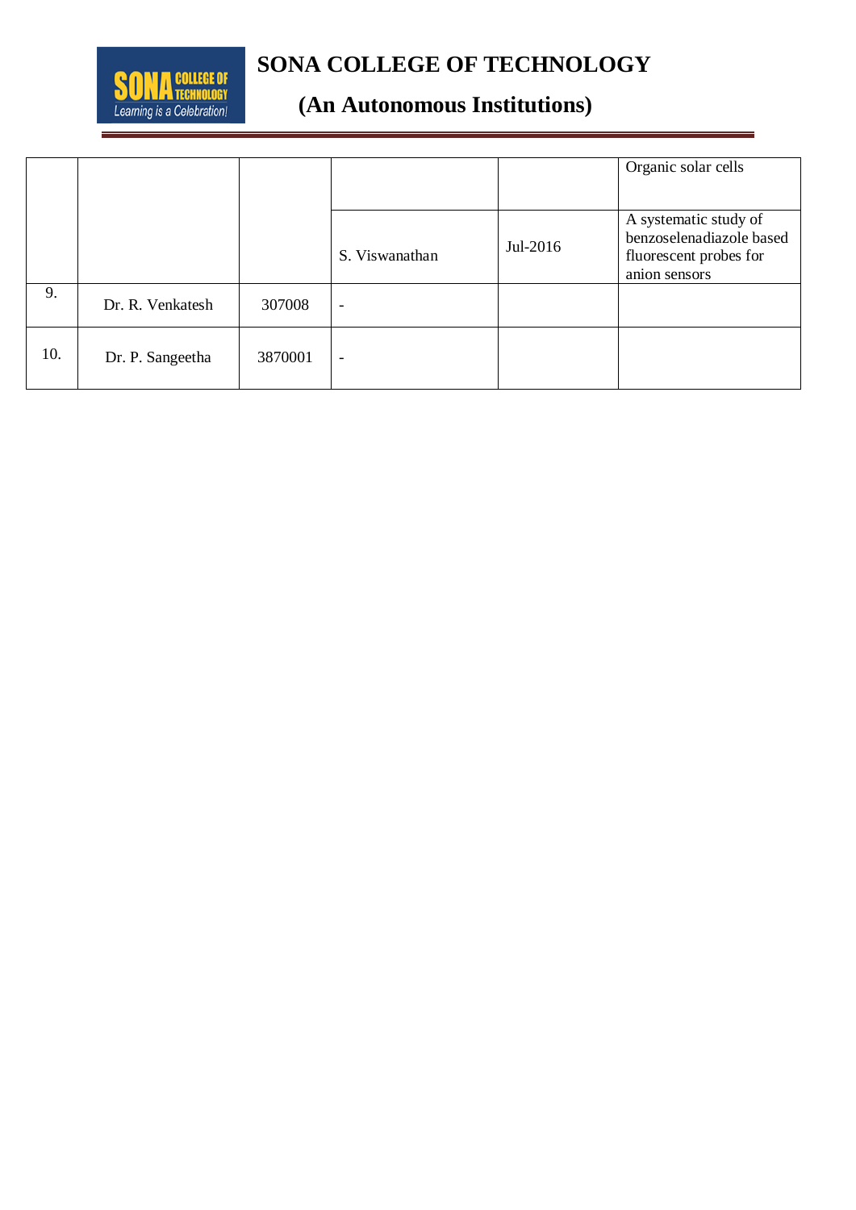# SONA COLLEGE OF TECHNOLOGY

## (An Autonomous Institutions)

| | | | | | |
|---|---|---|---|---|---|
| | | | | | Organic solar cells |
| | | | S. Viswanathan | Jul-2016 | A systematic study of benzoselenadiazole based fluorescent probes for anion sensors |
| 9. | Dr. R. Venkatesh | 307008 | - | | |
| 10. | Dr. P. Sangeetha | 3870001 | - | | |